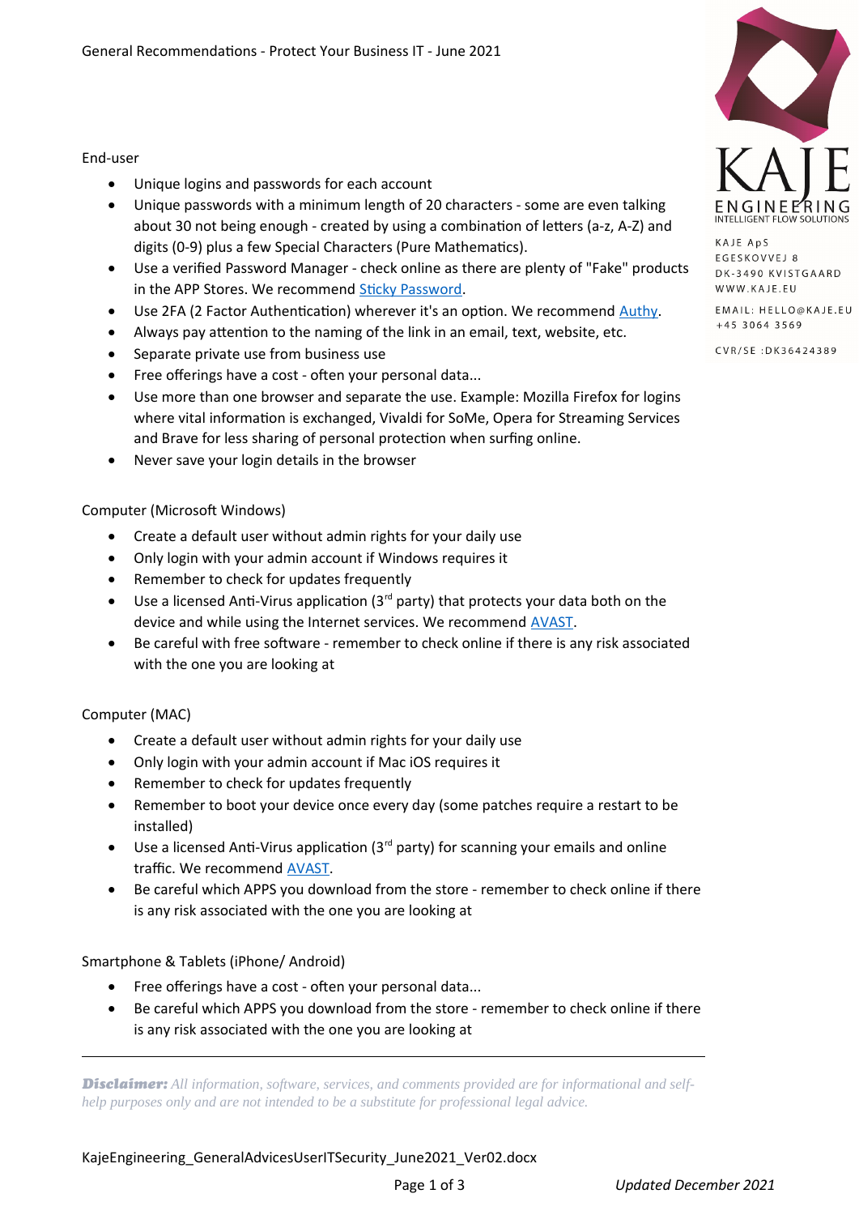General Recommendations - Protect Your Business IT - June 2021

KAJE ENGINEERING
INTELLIGENT FLOW SOLUTIONS

KAJE ApS
EGESKOVVEJ 8
DK-3490 KVISTGAARD
WWW.KAJE.EU

EMAIL: HELLO@KAJE.EU
+45 3064 3569

CVR/SE :DK36424389

## End-user

- Unique logins and passwords for each account
- Unique passwords with a minimum length of 20 characters - some are even talking about 30 not being enough - created by using a combination of letters (a-z, A-Z) and digits (0-9) plus a few Special Characters (Pure Mathematics).
- Use a verified Password Manager - check online as there are plenty of "Fake" products in the APP Stores. We recommend Sticky Password.
- Use 2FA (2 Factor Authentication) wherever it's an option. We recommend Authy.
- Always pay attention to the naming of the link in an email, text, website, etc.
- Separate private use from business use
- Free offerings have a cost - often your personal data...
- Use more than one browser and separate the use. Example: Mozilla Firefox for logins where vital information is exchanged, Vivaldi for SoMe, Opera for Streaming Services and Brave for less sharing of personal protection when surfing online.
- Never save your login details in the browser

## Computer (Microsoft Windows)

- Create a default user without admin rights for your daily use
- Only login with your admin account if Windows requires it
- Remember to check for updates frequently
- Use a licensed Anti-Virus application (3rd party) that protects your data both on the device and while using the Internet services. We recommend AVAST.
- Be careful with free software - remember to check online if there is any risk associated with the one you are looking at

## Computer (MAC)

- Create a default user without admin rights for your daily use
- Only login with your admin account if Mac iOS requires it
- Remember to check for updates frequently
- Remember to boot your device once every day (some patches require a restart to be installed)
- Use a licensed Anti-Virus application (3rd party) for scanning your emails and online traffic. We recommend AVAST.
- Be careful which APPS you download from the store - remember to check online if there is any risk associated with the one you are looking at

## Smartphone & Tablets (iPhone/ Android)

- Free offerings have a cost - often your personal data...
- Be careful which APPS you download from the store - remember to check online if there is any risk associated with the one you are looking at

---

***Disclaimer:*** *All information, software, services, and comments provided are for informational and self-help purposes only and are not intended to be a substitute for professional legal advice.*

KajeEngineering_GeneralAdvicesUserITSecurity_June2021_Ver02.docx

*Updated December 2021*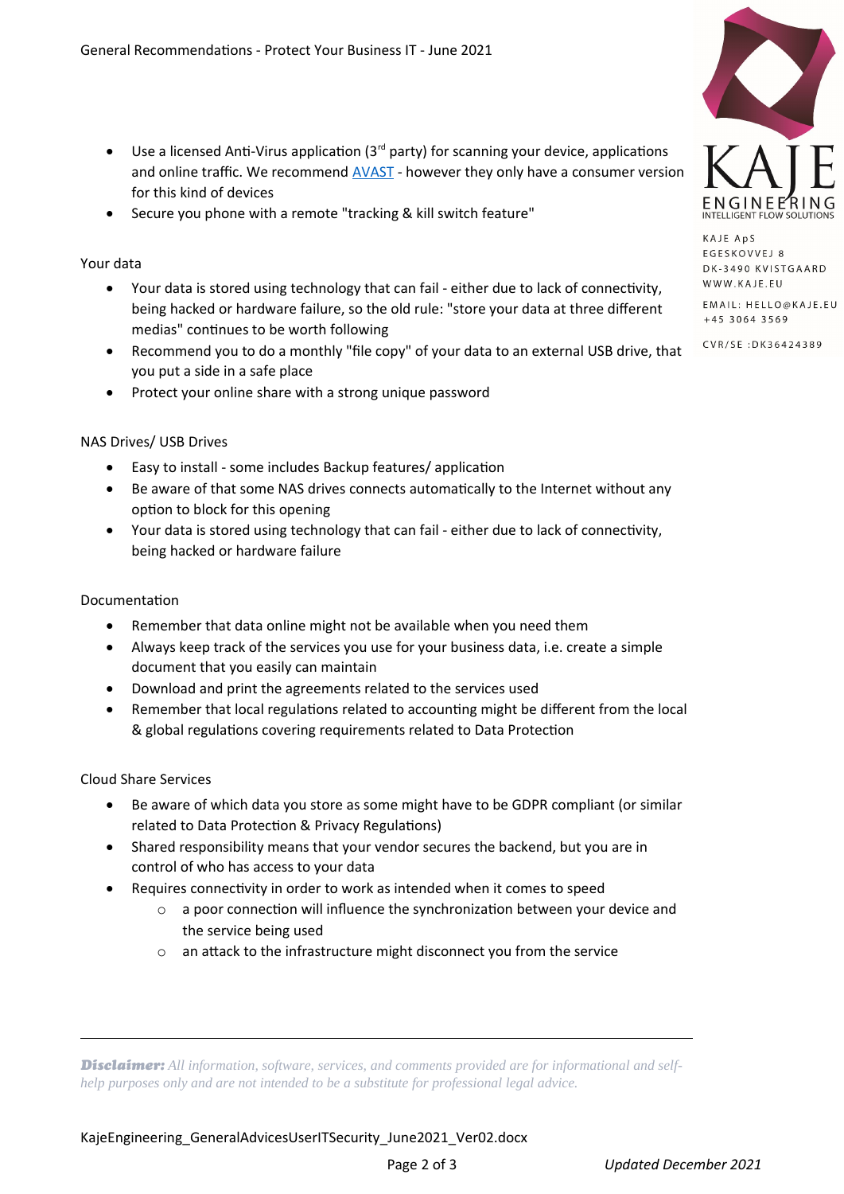- Use a licensed Anti-Virus application (3rd party) for scanning your device, applications and online traffic. We recommend [AVAST](AVAST) - however they only have a consumer version for this kind of devices
- Secure you phone with a remote "tracking & kill switch feature"

Your data

- Your data is stored using technology that can fail - either due to lack of connectivity, being hacked or hardware failure, so the old rule: "store your data at three different medias" continues to be worth following
- Recommend you to do a monthly "file copy" of your data to an external USB drive, that you put a side in a safe place
- Protect your online share with a strong unique password

NAS Drives/ USB Drives

- Easy to install - some includes Backup features/ application
- Be aware of that some NAS drives connects automatically to the Internet without any option to block for this opening
- Your data is stored using technology that can fail - either due to lack of connectivity, being hacked or hardware failure

Documentation

- Remember that data online might not be available when you need them
- Always keep track of the services you use for your business data, i.e. create a simple document that you easily can maintain
- Download and print the agreements related to the services used
- Remember that local regulations related to accounting might be different from the local & global regulations covering requirements related to Data Protection

Cloud Share Services

- Be aware of which data you store as some might have to be GDPR compliant (or similar related to Data Protection & Privacy Regulations)
- Shared responsibility means that your vendor secures the backend, but you are in control of who has access to your data
- Requires connectivity in order to work as intended when it comes to speed
  - a poor connection will influence the synchronization between your device and the service being used
  - an attack to the infrastructure might disconnect you from the service

KAJE ApS
EGESKOVVEJ 8
DK-3490 KVISTGAARD
WWW.KAJE.EU
EMAIL: HELLO@KAJE.EU
+45 3064 3569
CVR/SE :DK36424389

---

***Disclaimer:*** *All information, software, services, and comments provided are for informational and self-help purposes only and are not intended to be a substitute for professional legal advice.*

KajeEngineering_GeneralAdvicesUserITSecurity_June2021_Ver02.docx

*Updated December 2021*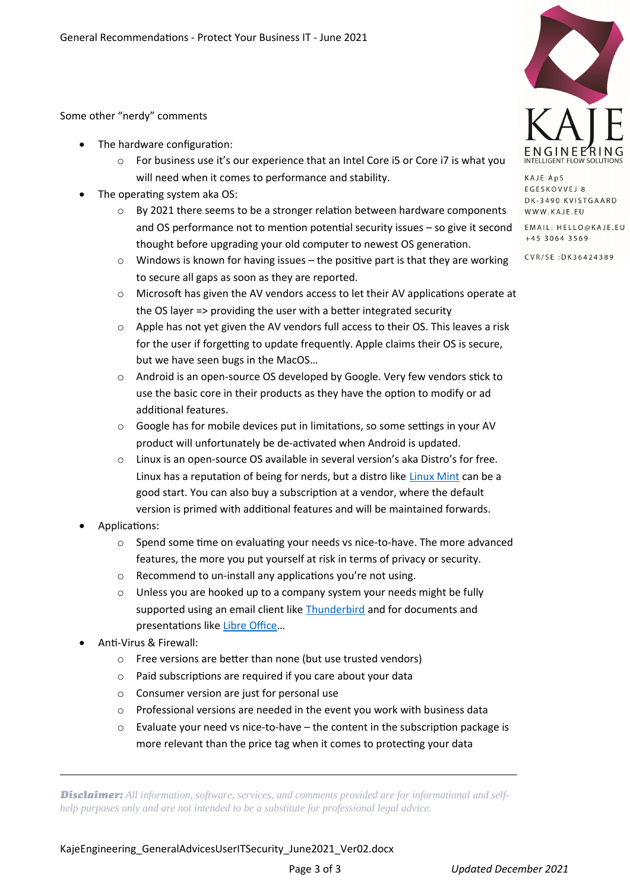Some other "nerdy" comments

- The hardware configuration:
  - For business use it's our experience that an Intel Core i5 or Core i7 is what you will need when it comes to performance and stability.
- The operating system aka OS:
  - By 2021 there seems to be a stronger relation between hardware components and OS performance not to mention potential security issues – so give it second thought before upgrading your old computer to newest OS generation.
  - Windows is known for having issues – the positive part is that they are working to secure all gaps as soon as they are reported.
  - Microsoft has given the AV vendors access to let their AV applications operate at the OS layer => providing the user with a better integrated security
  - Apple has not yet given the AV vendors full access to their OS. This leaves a risk for the user if forgetting to update frequently. Apple claims their OS is secure, but we have seen bugs in the MacOS…
  - Android is an open-source OS developed by Google. Very few vendors stick to use the basic core in their products as they have the option to modify or ad additional features.
  - Google has for mobile devices put in limitations, so some settings in your AV product will unfortunately be de-activated when Android is updated.
  - Linux is an open-source OS available in several version's aka Distro's for free. Linux has a reputation of being for nerds, but a distro like Linux Mint can be a good start. You can also buy a subscription at a vendor, where the default version is primed with additional features and will be maintained forwards.
- Applications:
  - Spend some time on evaluating your needs vs nice-to-have. The more advanced features, the more you put yourself at risk in terms of privacy or security.
  - Recommend to un-install any applications you're not using.
  - Unless you are hooked up to a company system your needs might be fully supported using an email client like Thunderbird and for documents and presentations like Libre Office…
- Anti-Virus & Firewall:
  - Free versions are better than none (but use trusted vendors)
  - Paid subscriptions are required if you care about your data
  - Consumer version are just for personal use
  - Professional versions are needed in the event you work with business data
  - Evaluate your need vs nice-to-have – the content in the subscription package is more relevant than the price tag when it comes to protecting your data

---

***Disclaimer:*** *All information, software, services, and comments provided are for informational and self-help purposes only and are not intended to be a substitute for professional legal advice.*

KajeEngineering_GeneralAdvicesUserITSecurity_June2021_Ver02.docx

*Updated December 2021*